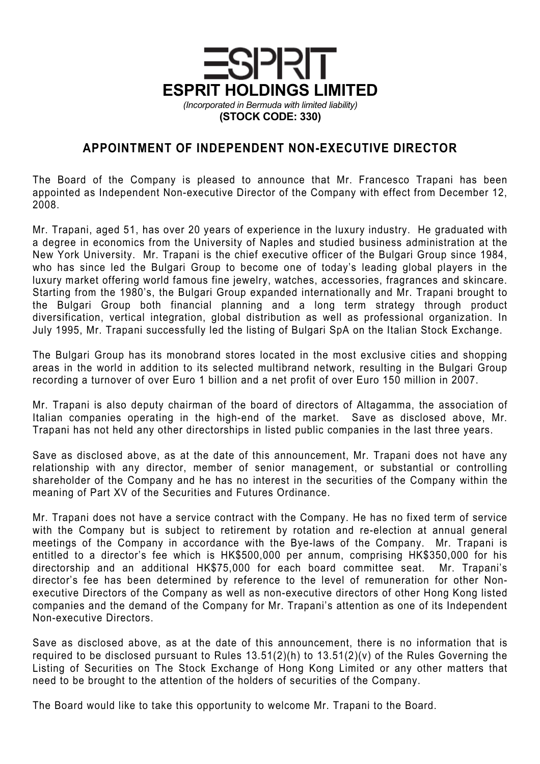# ESPRIT HOLDINGS LIMITED

*(Incorporated in Bermuda with limited liability)*

**(STOCK CODE: 330)**

## APPOINTMENT OF INDEPENDENT NON-EXECUTIVE DIRECTOR

The Board of the Company is pleased to announce that Mr. Francesco Trapani has been appointed as Independent Non-executive Director of the Company with effect from December 12, 2008.

Mr. Trapani, aged 51, has over 20 years of experience in the luxury industry. He graduated with a degree in economics from the University of Naples and studied business administration at the New York University. Mr. Trapani is the chief executive officer of the Bulgari Group since 1984, who has since led the Bulgari Group to become one of today's leading global players in the luxury market offering world famous fine jewelry, watches, accessories, fragrances and skincare. Starting from the 1980's, the Bulgari Group expanded internationally and Mr. Trapani brought to the Bulgari Group both financial planning and a long term strategy through product diversification, vertical integration, global distribution as well as professional organization. In July 1995, Mr. Trapani successfully led the listing of Bulgari SpA on the Italian Stock Exchange.

The Bulgari Group has its monobrand stores located in the most exclusive cities and shopping areas in the world in addition to its selected multibrand network, resulting in the Bulgari Group recording a turnover of over Euro 1 billion and a net profit of over Euro 150 million in 2007.

Mr. Trapani is also deputy chairman of the board of directors of Altagamma, the association of Italian companies operating in the high-end of the market. Save as disclosed above, Mr. Trapani has not held any other directorships in listed public companies in the last three years.

Save as disclosed above, as at the date of this announcement, Mr. Trapani does not have any relationship with any director, member of senior management, or substantial or controlling shareholder of the Company and he has no interest in the securities of the Company within the meaning of Part XV of the Securities and Futures Ordinance.

Mr. Trapani does not have a service contract with the Company. He has no fixed term of service with the Company but is subject to retirement by rotation and re-election at annual general meetings of the Company in accordance with the Bye-laws of the Company. Mr. Trapani is entitled to a director's fee which is HK$500,000 per annum, comprising HK$350,000 for his directorship and an additional HK$75,000 for each board committee seat. Mr. Trapani's director's fee has been determined by reference to the level of remuneration for other Non-executive Directors of the Company as well as non-executive directors of other Hong Kong listed companies and the demand of the Company for Mr. Trapani's attention as one of its Independent Non-executive Directors.

Save as disclosed above, as at the date of this announcement, there is no information that is required to be disclosed pursuant to Rules 13.51(2)(h) to 13.51(2)(v) of the Rules Governing the Listing of Securities on The Stock Exchange of Hong Kong Limited or any other matters that need to be brought to the attention of the holders of securities of the Company.

The Board would like to take this opportunity to welcome Mr. Trapani to the Board.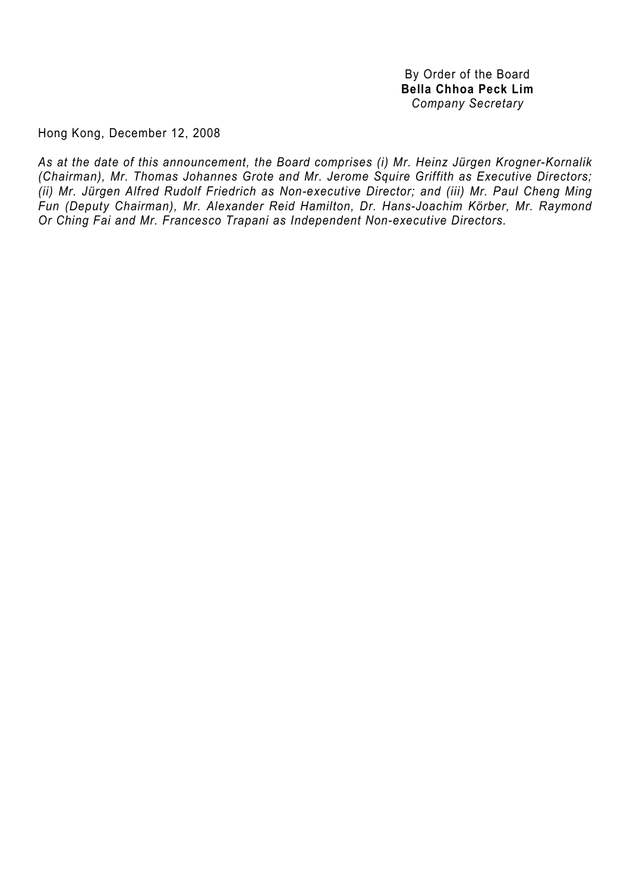By Order of the Board
**Bella Chhoa Peck Lim**
*Company Secretary*

Hong Kong, December 12, 2008

*As at the date of this announcement, the Board comprises (i) Mr. Heinz Jürgen Krogner-Kornalik (Chairman), Mr. Thomas Johannes Grote and Mr. Jerome Squire Griffith as Executive Directors; (ii) Mr. Jürgen Alfred Rudolf Friedrich as Non-executive Director; and (iii) Mr. Paul Cheng Ming Fun (Deputy Chairman), Mr. Alexander Reid Hamilton, Dr. Hans-Joachim Körber, Mr. Raymond Or Ching Fai and Mr. Francesco Trapani as Independent Non-executive Directors.*